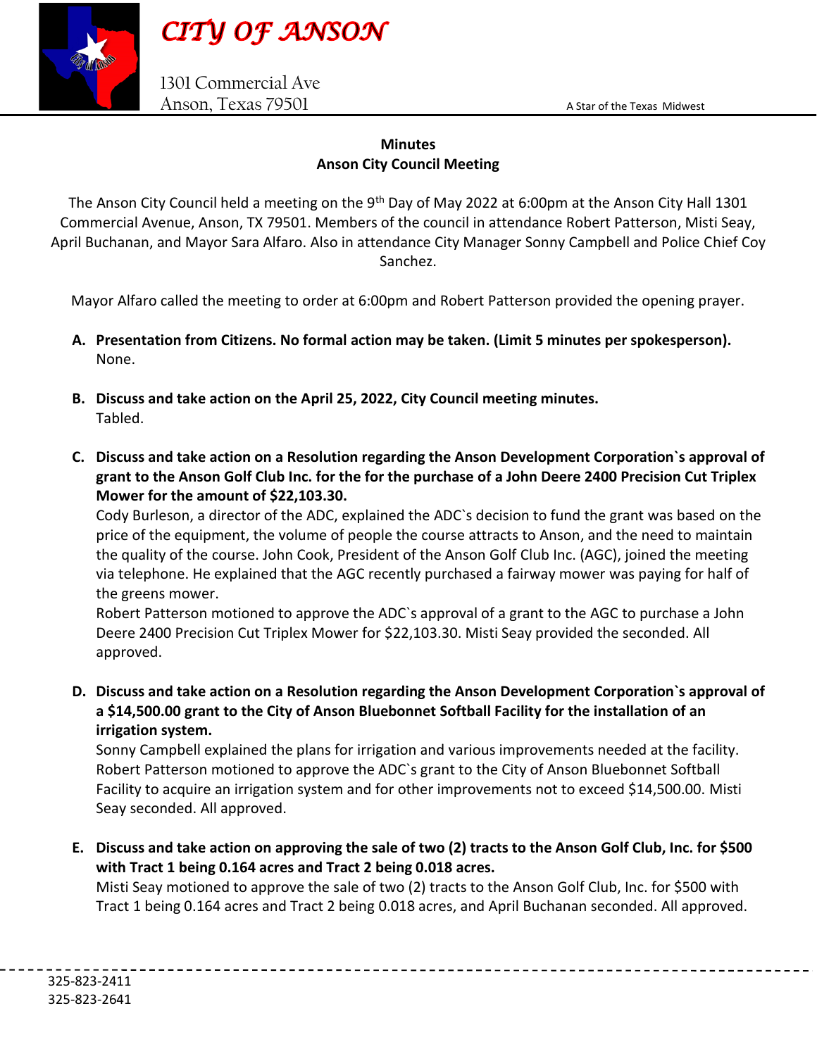# CITY OF ANSON

1301 Commercial Ave
Anson, Texas 79501

A Star of the Texas Midwest

## Minutes
## Anson City Council Meeting

The Anson City Council held a meeting on the 9th Day of May 2022 at 6:00pm at the Anson City Hall 1301 Commercial Avenue, Anson, TX 79501. Members of the council in attendance Robert Patterson, Misti Seay, April Buchanan, and Mayor Sara Alfaro. Also in attendance City Manager Sonny Campbell and Police Chief Coy Sanchez.

Mayor Alfaro called the meeting to order at 6:00pm and Robert Patterson provided the opening prayer.

A. **Presentation from Citizens. No formal action may be taken. (Limit 5 minutes per spokesperson).**
None.

B. **Discuss and take action on the April 25, 2022, City Council meeting minutes.**
Tabled.

C. **Discuss and take action on a Resolution regarding the Anson Development Corporation`s approval of grant to the Anson Golf Club Inc. for the for the purchase of a John Deere 2400 Precision Cut Triplex Mower for the amount of $22,103.30.**
Cody Burleson, a director of the ADC, explained the ADC`s decision to fund the grant was based on the price of the equipment, the volume of people the course attracts to Anson, and the need to maintain the quality of the course. John Cook, President of the Anson Golf Club Inc. (AGC), joined the meeting via telephone. He explained that the AGC recently purchased a fairway mower was paying for half of the greens mower.
Robert Patterson motioned to approve the ADC`s approval of a grant to the AGC to purchase a John Deere 2400 Precision Cut Triplex Mower for $22,103.30. Misti Seay provided the seconded. All approved.

D. **Discuss and take action on a Resolution regarding the Anson Development Corporation`s approval of a $14,500.00 grant to the City of Anson Bluebonnet Softball Facility for the installation of an irrigation system.**
Sonny Campbell explained the plans for irrigation and various improvements needed at the facility. Robert Patterson motioned to approve the ADC`s grant to the City of Anson Bluebonnet Softball Facility to acquire an irrigation system and for other improvements not to exceed $14,500.00. Misti Seay seconded. All approved.

E. **Discuss and take action on approving the sale of two (2) tracts to the Anson Golf Club, Inc. for $500 with Tract 1 being 0.164 acres and Tract 2 being 0.018 acres.**
Misti Seay motioned to approve the sale of two (2) tracts to the Anson Golf Club, Inc. for $500 with Tract 1 being 0.164 acres and Tract 2 being 0.018 acres, and April Buchanan seconded. All approved.

325-823-2411
325-823-2641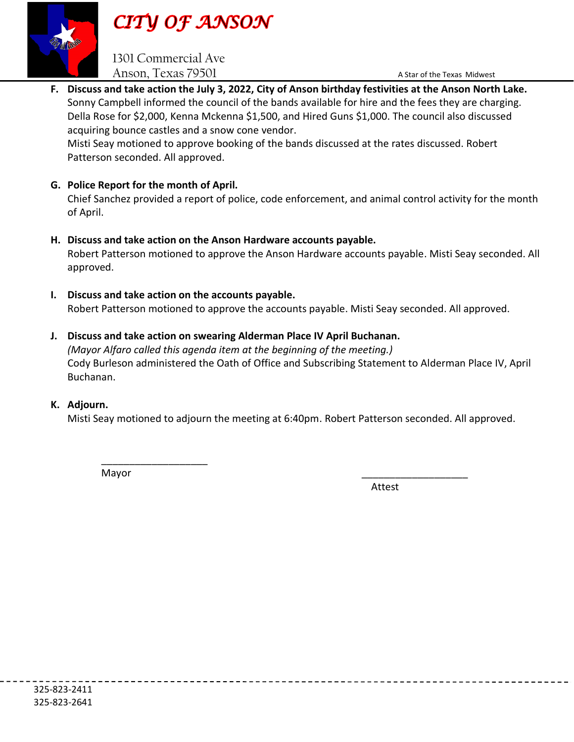F. **Discuss and take action the July 3, 2022, City of Anson birthday festivities at the Anson North Lake.**
   Sonny Campbell informed the council of the bands available for hire and the fees they are charging. Della Rose for $2,000, Kenna Mckenna $1,500, and Hired Guns $1,000. The council also discussed acquiring bounce castles and a snow cone vendor.
   Misti Seay motioned to approve booking of the bands discussed at the rates discussed. Robert Patterson seconded. All approved.

G. **Police Report for the month of April.**
   Chief Sanchez provided a report of police, code enforcement, and animal control activity for the month of April.

H. **Discuss and take action on the Anson Hardware accounts payable.**
   Robert Patterson motioned to approve the Anson Hardware accounts payable. Misti Seay seconded. All approved.

I. **Discuss and take action on the accounts payable.**
   Robert Patterson motioned to approve the accounts payable. Misti Seay seconded. All approved.

J. **Discuss and take action on swearing Alderman Place IV April Buchanan.**
   *(Mayor Alfaro called this agenda item at the beginning of the meeting.)*
   Cody Burleson administered the Oath of Office and Subscribing Statement to Alderman Place IV, April Buchanan.

K. **Adjourn.**
   Misti Seay motioned to adjourn the meeting at 6:40pm. Robert Patterson seconded. All approved.

___________________
Mayor

___________________
Attest